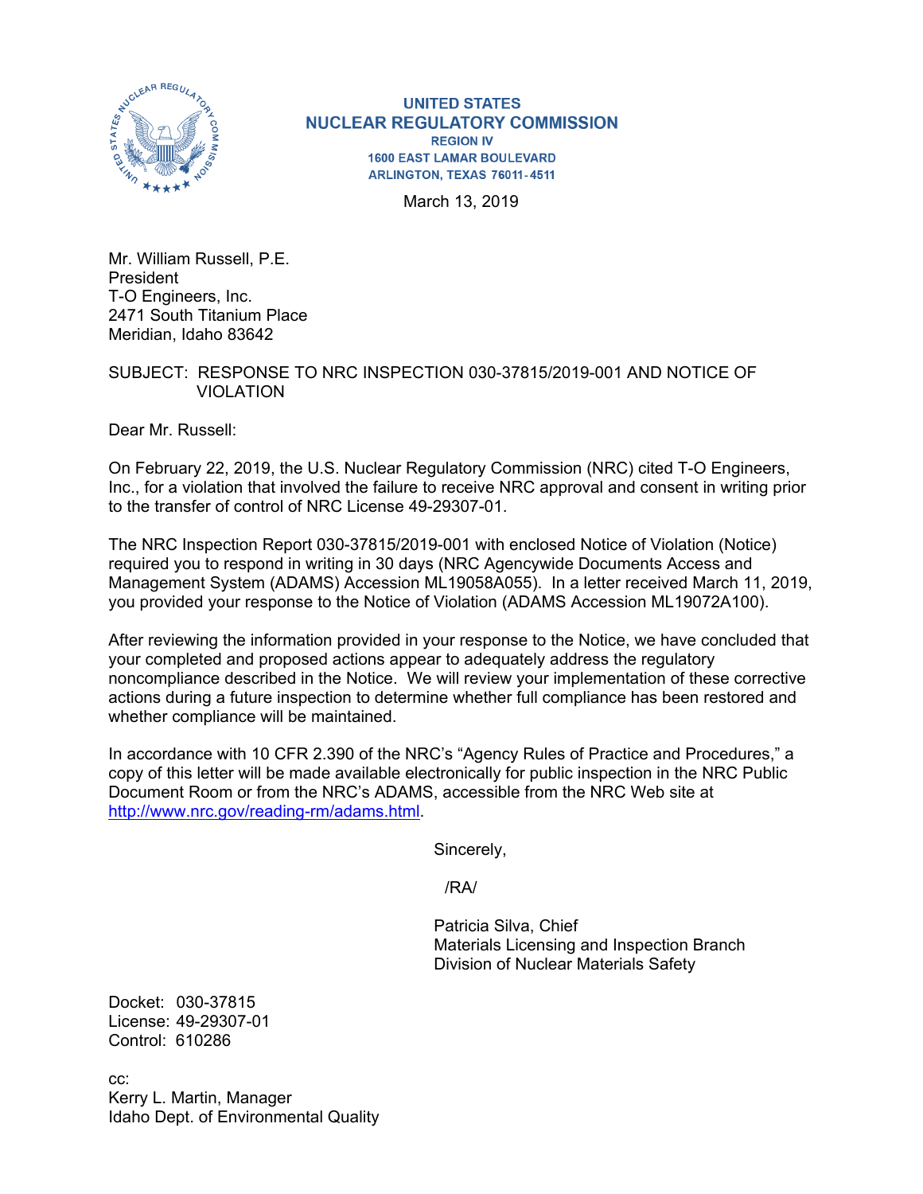UNITED STATES
NUCLEAR REGULATORY COMMISSION
REGION IV
1600 EAST LAMAR BOULEVARD
ARLINGTON, TEXAS 76011-4511

March 13, 2019

Mr. William Russell, P.E.
President
T-O Engineers, Inc.
2471 South Titanium Place
Meridian, Idaho 83642

SUBJECT: RESPONSE TO NRC INSPECTION 030-37815/2019-001 AND NOTICE OF VIOLATION

Dear Mr. Russell:

On February 22, 2019, the U.S. Nuclear Regulatory Commission (NRC) cited T-O Engineers, Inc., for a violation that involved the failure to receive NRC approval and consent in writing prior to the transfer of control of NRC License 49-29307-01.

The NRC Inspection Report 030-37815/2019-001 with enclosed Notice of Violation (Notice) required you to respond in writing in 30 days (NRC Agencywide Documents Access and Management System (ADAMS) Accession ML19058A055). In a letter received March 11, 2019, you provided your response to the Notice of Violation (ADAMS Accession ML19072A100).

After reviewing the information provided in your response to the Notice, we have concluded that your completed and proposed actions appear to adequately address the regulatory noncompliance described in the Notice. We will review your implementation of these corrective actions during a future inspection to determine whether full compliance has been restored and whether compliance will be maintained.

In accordance with 10 CFR 2.390 of the NRC's "Agency Rules of Practice and Procedures," a copy of this letter will be made available electronically for public inspection in the NRC Public Document Room or from the NRC's ADAMS, accessible from the NRC Web site at http://www.nrc.gov/reading-rm/adams.html.

Sincerely,

/RA/

Patricia Silva, Chief
Materials Licensing and Inspection Branch
Division of Nuclear Materials Safety

Docket: 030-37815
License: 49-29307-01
Control: 610286

cc:
Kerry L. Martin, Manager
Idaho Dept. of Environmental Quality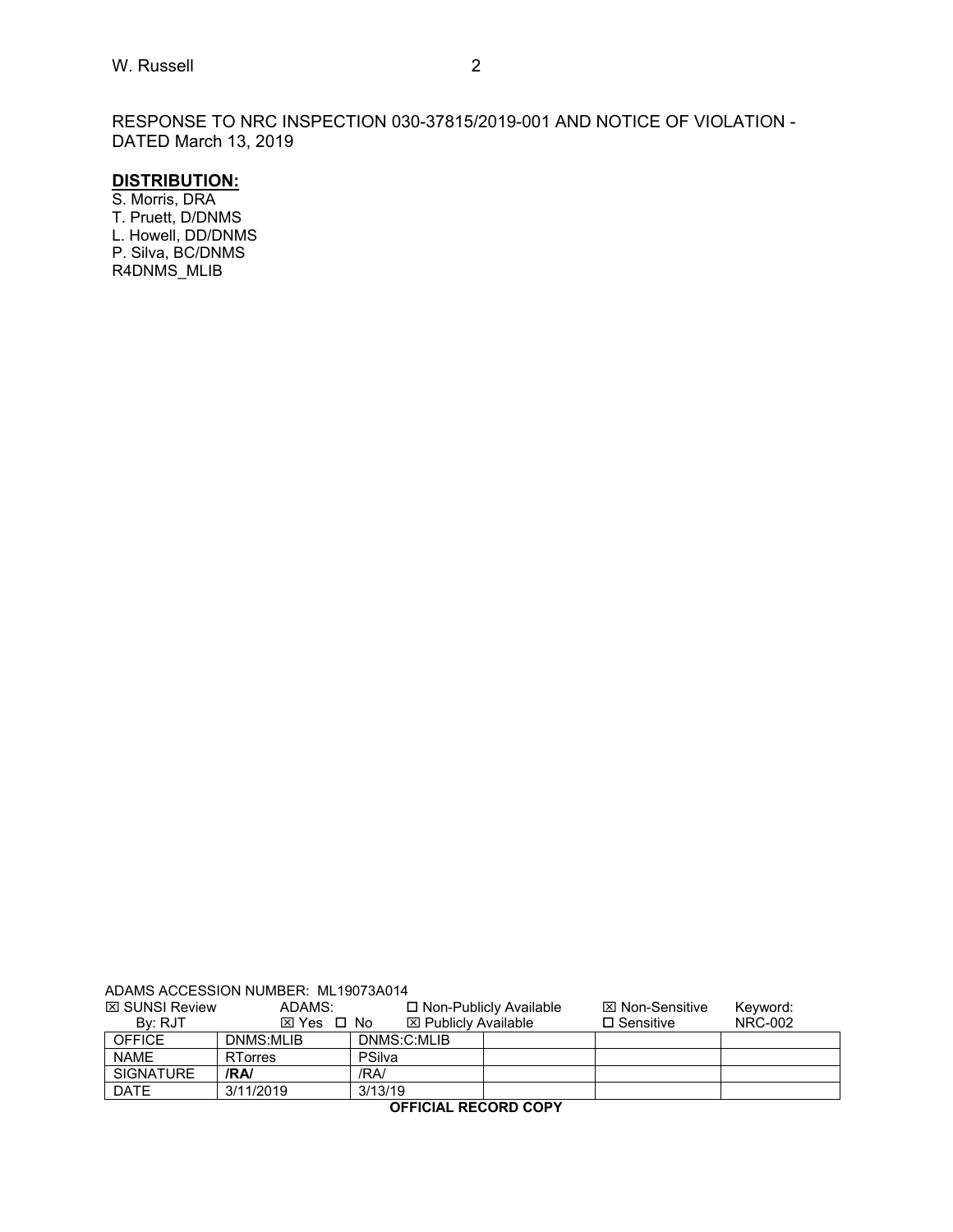RESPONSE TO NRC INSPECTION 030-37815/2019-001 AND NOTICE OF VIOLATION - DATED March 13, 2019

**DISTRIBUTION:**

S. Morris, DRA
T. Pruett, D/DNMS
L. Howell, DD/DNMS
P. Silva, BC/DNMS
R4DNMS_MLIB

ADAMS ACCESSION NUMBER: ML19073A014

| ☒ SUNSI Review By: RJT | ADAMS: ☒ Yes ☐ No | ☐ Non-Publicly Available ☒ Publicly Available | | ☒ Non-Sensitive ☐ Sensitive | Keyword: NRC-002 |
|---|---|---|---|---|---|
| OFFICE | DNMS:MLIB | DNMS:C:MLIB | | | |
| NAME | RTorres | PSilva | | | |
| SIGNATURE | /RA/ | /RA/ | | | |
| DATE | 3/11/2019 | 3/13/19 | | | |

**OFFICIAL RECORD COPY**